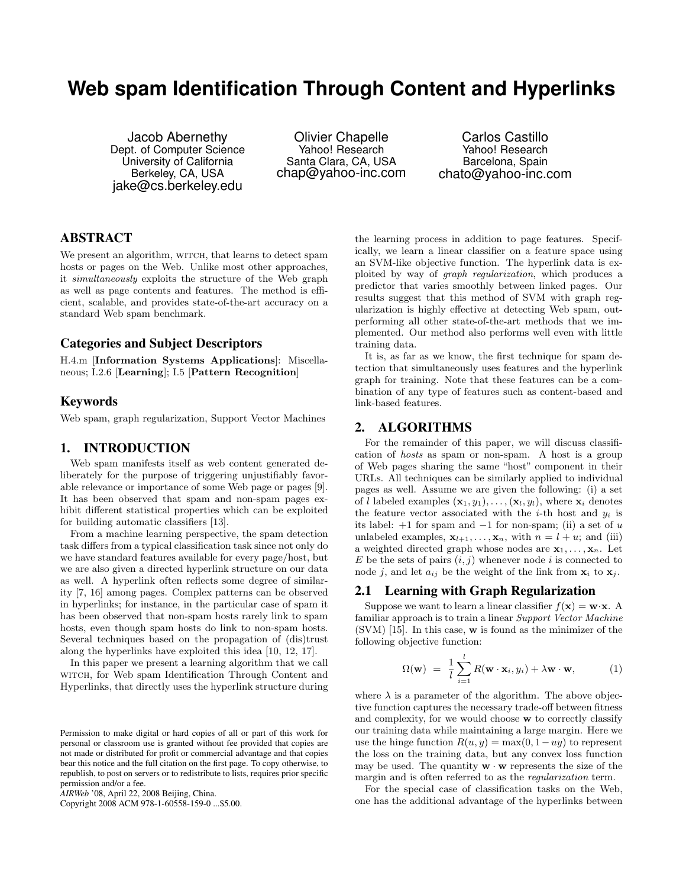# Web spam Identification Through Content and Hyperlinks

Jacob Abernethy
Dept. of Computer Science
University of California
Berkeley, CA, USA
jake@cs.berkeley.edu

Olivier Chapelle
Yahoo! Research
Santa Clara, CA, USA
chap@yahoo-inc.com

Carlos Castillo
Yahoo! Research
Barcelona, Spain
chato@yahoo-inc.com

## ABSTRACT

We present an algorithm, WITCH, that learns to detect spam hosts or pages on the Web. Unlike most other approaches, it *simultaneously* exploits the structure of the Web graph as well as page contents and features. The method is efficient, scalable, and provides state-of-the-art accuracy on a standard Web spam benchmark.

### Categories and Subject Descriptors

H.4.m [**Information Systems Applications**]: Miscellaneous; I.2.6 [**Learning**]; I.5 [**Pattern Recognition**]

### Keywords

Web spam, graph regularization, Support Vector Machines

## 1. INTRODUCTION

Web spam manifests itself as web content generated deliberately for the purpose of triggering unjustifiably favorable relevance or importance of some Web page or pages [9]. It has been observed that spam and non-spam pages exhibit different statistical properties which can be exploited for building automatic classifiers [13].

From a machine learning perspective, the spam detection task differs from a typical classification task since not only do we have standard features available for every page/host, but we are also given a directed hyperlink structure on our data as well. A hyperlink often reflects some degree of similarity [7, 16] among pages. Complex patterns can be observed in hyperlinks; for instance, in the particular case of spam it has been observed that non-spam hosts rarely link to spam hosts, even though spam hosts do link to non-spam hosts. Several techniques based on the propagation of (dis)trust along the hyperlinks have exploited this idea [10, 12, 17].

In this paper we present a learning algorithm that we call WITCH, for Web spam Identification Through Content and Hyperlinks, that directly uses the hyperlink structure during the learning process in addition to page features. Specifically, we learn a linear classifier on a feature space using an SVM-like objective function. The hyperlink data is exploited by way of *graph regularization*, which produces a predictor that varies smoothly between linked pages. Our results suggest that this method of SVM with graph regularization is highly effective at detecting Web spam, outperforming all other state-of-the-art methods that we implemented. Our method also performs well even with little training data.

It is, as far as we know, the first technique for spam detection that simultaneously uses features and the hyperlink graph for training. Note that these features can be a combination of any type of features such as content-based and link-based features.

## 2. ALGORITHMS

For the remainder of this paper, we will discuss classification of *hosts* as spam or non-spam. A host is a group of Web pages sharing the same "host" component in their URLs. All techniques can be similarly applied to individual pages as well. Assume we are given the following: (i) a set of $l$ labeled examples $(\mathbf{x}_1, y_1), \ldots, (\mathbf{x}_l, y_l)$, where $\mathbf{x}_i$ denotes the feature vector associated with the $i$-th host and $y_i$ is its label: $+1$ for spam and $-1$ for non-spam; (ii) a set of $u$ unlabeled examples, $\mathbf{x}_{l+1}, \ldots, \mathbf{x}_n$, with $n = l + u$; and (iii) a weighted directed graph whose nodes are $\mathbf{x}_1, \ldots, \mathbf{x}_n$. Let $E$ be the sets of pairs $(i, j)$ whenever node $i$ is connected to node $j$, and let $a_{ij}$ be the weight of the link from $\mathbf{x}_i$ to $\mathbf{x}_j$.

### 2.1 Learning with Graph Regularization

Suppose we want to learn a linear classifier $f(\mathbf{x}) = \mathbf{w} \cdot \mathbf{x}$. A familiar approach is to train a linear *Support Vector Machine* (SVM) [15]. In this case, $\mathbf{w}$ is found as the minimizer of the following objective function:

$$\Omega(\mathbf{w}) = \frac{1}{l} \sum_{i=1}^{l} R(\mathbf{w} \cdot \mathbf{x}_i, y_i) + \lambda \mathbf{w} \cdot \mathbf{w}, \tag{1}$$

where $\lambda$ is a parameter of the algorithm. The above objective function captures the necessary trade-off between fitness and complexity, for we would choose $\mathbf{w}$ to correctly classify our training data while maintaining a large margin. Here we use the hinge function $R(u, y) = \max(0, 1 - uy)$ to represent the loss on the training data, but any convex loss function may be used. The quantity $\mathbf{w} \cdot \mathbf{w}$ represents the size of the margin and is often referred to as the *regularization* term.

For the special case of classification tasks on the Web, one has the additional advantage of the hyperlinks between

Permission to make digital or hard copies of all or part of this work for personal or classroom use is granted without fee provided that copies are not made or distributed for profit or commercial advantage and that copies bear this notice and the full citation on the first page. To copy otherwise, to republish, to post on servers or to redistribute to lists, requires prior specific permission and/or a fee.
*AIRWeb* '08, April 22, 2008 Beijing, China.
Copyright 2008 ACM 978-1-60558-159-0 ...$5.00.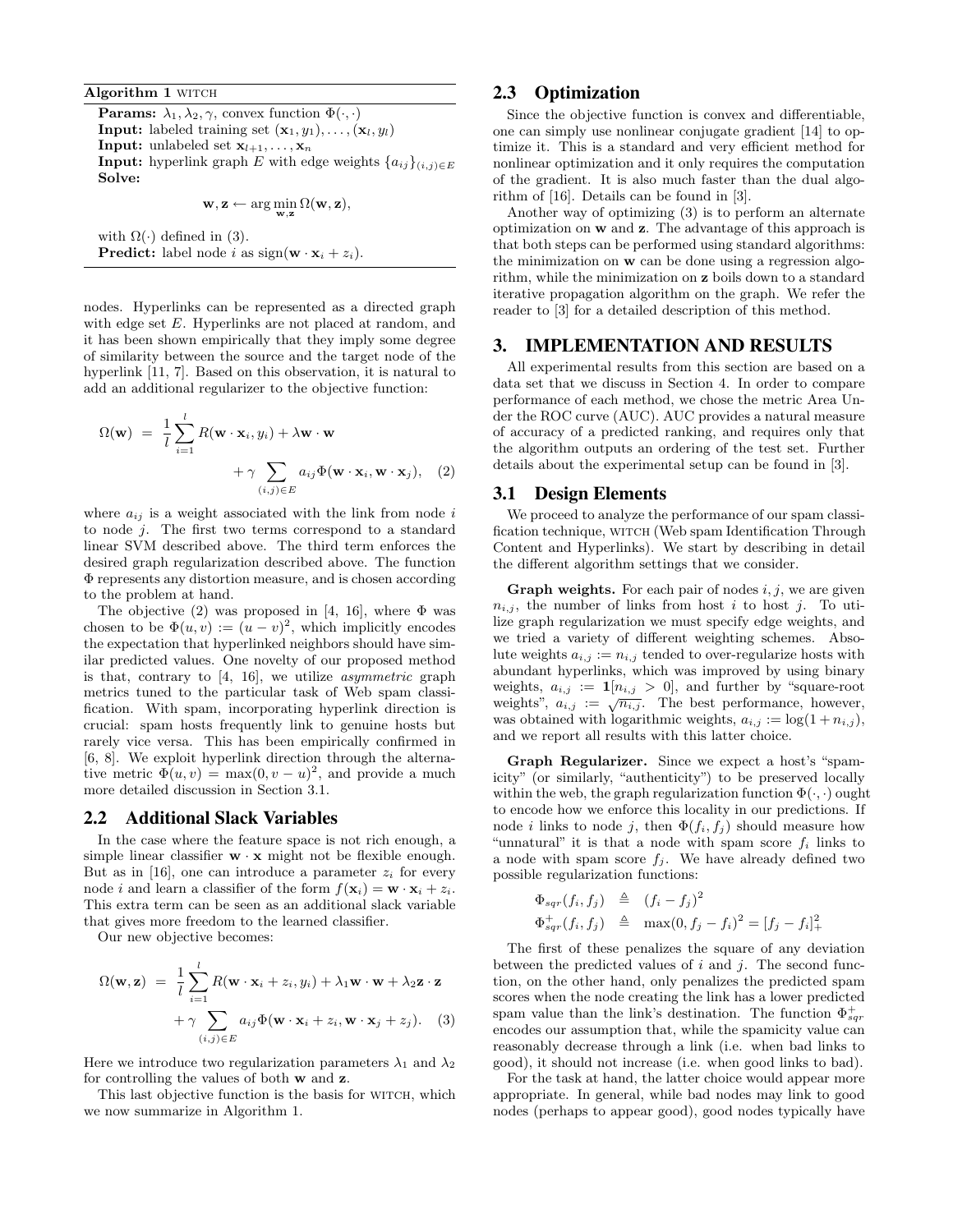**Algorithm 1** WITCH

**Params:** $\lambda_1, \lambda_2, \gamma$, convex function $\Phi(\cdot, \cdot)$
**Input:** labeled training set $(\mathbf{x}_1, y_1), \ldots, (\mathbf{x}_l, y_l)$
**Input:** unlabeled set $\mathbf{x}_{l+1}, \ldots, \mathbf{x}_n$
**Input:** hyperlink graph $E$ with edge weights $\{a_{ij}\}_{(i,j)\in E}$
**Solve:**

$$\mathbf{w}, \mathbf{z} \leftarrow \arg\min_{\mathbf{w},\mathbf{z}} \Omega(\mathbf{w}, \mathbf{z}),$$

with $\Omega(\cdot)$ defined in (3).
**Predict:** label node $i$ as $\text{sign}(\mathbf{w} \cdot \mathbf{x}_i + z_i)$.

nodes. Hyperlinks can be represented as a directed graph with edge set $E$. Hyperlinks are not placed at random, and it has been shown empirically that they imply some degree of similarity between the source and the target node of the hyperlink [11, 7]. Based on this observation, it is natural to add an additional regularizer to the objective function:

$$\Omega(\mathbf{w}) = \frac{1}{l}\sum_{i=1}^{l} R(\mathbf{w} \cdot \mathbf{x}_i, y_i) + \lambda \mathbf{w} \cdot \mathbf{w} + \gamma \sum_{(i,j)\in E} a_{ij} \Phi(\mathbf{w} \cdot \mathbf{x}_i, \mathbf{w} \cdot \mathbf{x}_j), \quad (2)$$

where $a_{ij}$ is a weight associated with the link from node $i$ to node $j$. The first two terms correspond to a standard linear SVM described above. The third term enforces the desired graph regularization described above. The function $\Phi$ represents any distortion measure, and is chosen according to the problem at hand.

The objective (2) was proposed in [4, 16], where $\Phi$ was chosen to be $\Phi(u, v) := (u - v)^2$, which implicitly encodes the expectation that hyperlinked neighbors should have similar predicted values. One novelty of our proposed method is that, contrary to [4, 16], we utilize *asymmetric* graph metrics tuned to the particular task of Web spam classification. With spam, incorporating hyperlink direction is crucial: spam hosts frequently link to genuine hosts but rarely vice versa. This has been empirically confirmed in [6, 8]. We exploit hyperlink direction through the alternative metric $\Phi(u, v) = \max(0, v - u)^2$, and provide a much more detailed discussion in Section 3.1.

## 2.2 Additional Slack Variables

In the case where the feature space is not rich enough, a simple linear classifier $\mathbf{w} \cdot \mathbf{x}$ might not be flexible enough. But as in [16], one can introduce a parameter $z_i$ for every node $i$ and learn a classifier of the form $f(\mathbf{x}_i) = \mathbf{w} \cdot \mathbf{x}_i + z_i$. This extra term can be seen as an additional slack variable that gives more freedom to the learned classifier.

Our new objective becomes:

$$\Omega(\mathbf{w}, \mathbf{z}) = \frac{1}{l}\sum_{i=1}^{l} R(\mathbf{w} \cdot \mathbf{x}_i + z_i, y_i) + \lambda_1 \mathbf{w} \cdot \mathbf{w} + \lambda_2 \mathbf{z} \cdot \mathbf{z} + \gamma \sum_{(i,j)\in E} a_{ij} \Phi(\mathbf{w} \cdot \mathbf{x}_i + z_i, \mathbf{w} \cdot \mathbf{x}_j + z_j). \quad (3)$$

Here we introduce two regularization parameters $\lambda_1$ and $\lambda_2$ for controlling the values of both $\mathbf{w}$ and $\mathbf{z}$.

This last objective function is the basis for WITCH, which we now summarize in Algorithm 1.

## 2.3 Optimization

Since the objective function is convex and differentiable, one can simply use nonlinear conjugate gradient [14] to optimize it. This is a standard and very efficient method for nonlinear optimization and it only requires the computation of the gradient. It is also much faster than the dual algorithm of [16]. Details can be found in [3].

Another way of optimizing (3) is to perform an alternate optimization on $\mathbf{w}$ and $\mathbf{z}$. The advantage of this approach is that both steps can be performed using standard algorithms: the minimization on $\mathbf{w}$ can be done using a regression algorithm, while the minimization on $\mathbf{z}$ boils down to a standard iterative propagation algorithm on the graph. We refer the reader to [3] for a detailed description of this method.

# 3. IMPLEMENTATION AND RESULTS

All experimental results from this section are based on a data set that we discuss in Section 4. In order to compare performance of each method, we chose the metric Area Under the ROC curve (AUC). AUC provides a natural measure of accuracy of a predicted ranking, and requires only that the algorithm outputs an ordering of the test set. Further details about the experimental setup can be found in [3].

## 3.1 Design Elements

We proceed to analyze the performance of our spam classification technique, WITCH (Web spam Identification Through Content and Hyperlinks). We start by describing in detail the different algorithm settings that we consider.

**Graph weights.** For each pair of nodes $i, j$, we are given $n_{i,j}$, the number of links from host $i$ to host $j$. To utilize graph regularization we must specify edge weights, and we tried a variety of different weighting schemes. Absolute weights $a_{i,j} := n_{i,j}$ tended to over-regularize hosts with abundant hyperlinks, which was improved by using binary weights, $a_{i,j} := \mathbf{1}[n_{i,j} > 0]$, and further by "square-root weights", $a_{i,j} := \sqrt{n_{i,j}}$. The best performance, however, was obtained with logarithmic weights, $a_{i,j} := \log(1 + n_{i,j})$, and we report all results with this latter choice.

**Graph Regularizer.** Since we expect a host's "spamicity" (or similarly, "authenticity") to be preserved locally within the web, the graph regularization function $\Phi(\cdot, \cdot)$ ought to encode how we enforce this locality in our predictions. If node $i$ links to node $j$, then $\Phi(f_i, f_j)$ should measure how "unnatural" it is that a node with spam score $f_i$ links to a node with spam score $f_j$. We have already defined two possible regularization functions:

$$\Phi_{sqr}(f_i, f_j) \triangleq (f_i - f_j)^2$$
$$\Phi^{+}_{sqr}(f_i, f_j) \triangleq \max(0, f_j - f_i)^2 = [f_j - f_i]^2_+$$

The first of these penalizes the square of any deviation between the predicted values of $i$ and $j$. The second function, on the other hand, only penalizes the predicted spam scores when the node creating the link has a lower predicted spam value than the link's destination. The function $\Phi^{+}_{sqr}$ encodes our assumption that, while the spamicity value can reasonably decrease through a link (i.e. when bad links to good), it should not increase (i.e. when good links to bad).

For the task at hand, the latter choice would appear more appropriate. In general, while bad nodes may link to good nodes (perhaps to appear good), good nodes typically have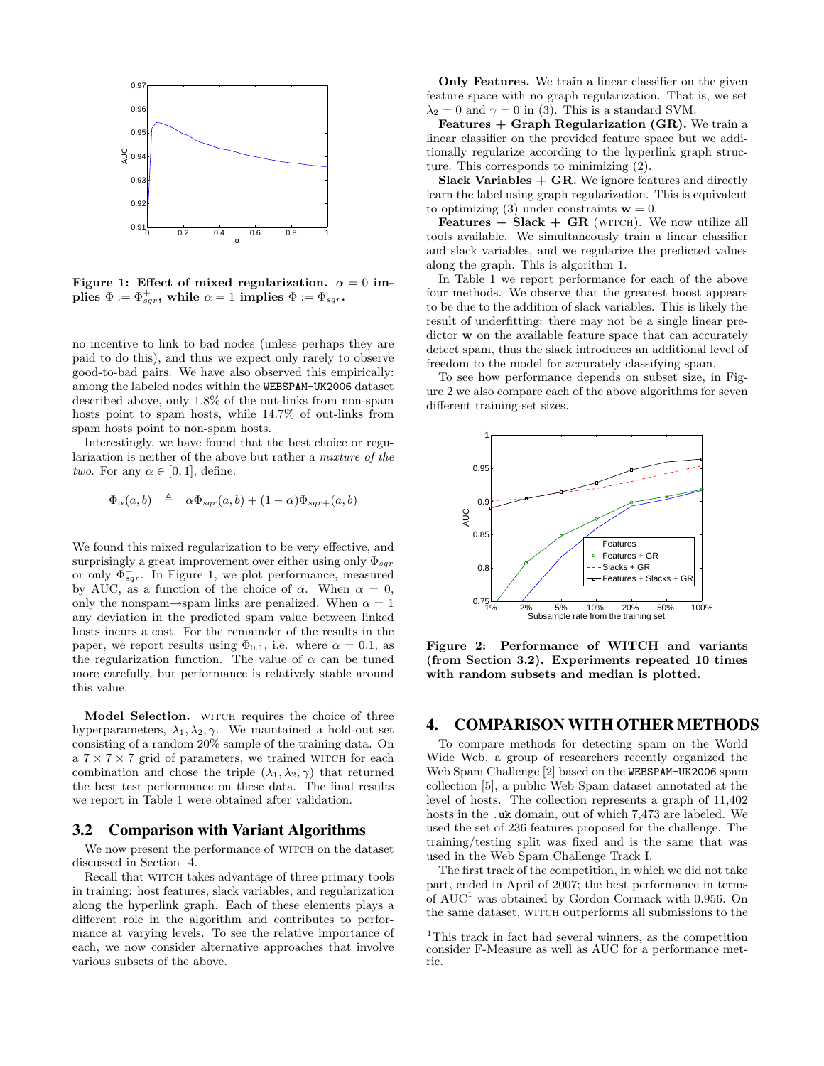Figure 1: Effect of mixed regularization. $\alpha = 0$ implies $\Phi := \Phi^{+}_{sqr}$, while $\alpha = 1$ implies $\Phi := \Phi_{sqr}$.

no incentive to link to bad nodes (unless perhaps they are paid to do this), and thus we expect only rarely to observe good-to-bad pairs. We have also observed this empirically: among the labeled nodes within the WEBSPAM-UK2006 dataset described above, only 1.8% of the out-links from non-spam hosts point to spam hosts, while 14.7% of out-links from spam hosts point to non-spam hosts.

Interestingly, we have found that the best choice or regularization is neither of the above but rather a *mixture of the two*. For any $\alpha \in [0, 1]$, define:

$$\Phi_\alpha(a, b) \quad \triangleq \quad \alpha \Phi_{sqr}(a, b) + (1 - \alpha)\Phi_{sqr+}(a, b)$$

We found this mixed regularization to be very effective, and surprisingly a great improvement over either using only $\Phi_{sqr}$ or only $\Phi^{+}_{sqr}$. In Figure 1, we plot performance, measured by AUC, as a function of the choice of $\alpha$. When $\alpha = 0$, only the nonspam$\rightarrow$spam links are penalized. When $\alpha = 1$ any deviation in the predicted spam value between linked hosts incurs a cost. For the remainder of the results in the paper, we report results using $\Phi_{0.1}$, i.e. where $\alpha = 0.1$, as the regularization function. The value of $\alpha$ can be tuned more carefully, but performance is relatively stable around this value.

**Model Selection.** WITCH requires the choice of three hyperparameters, $\lambda_1, \lambda_2, \gamma$. We maintained a hold-out set consisting of a random 20% sample of the training data. On a $7 \times 7 \times 7$ grid of parameters, we trained WITCH for each combination and chose the triple $(\lambda_1, \lambda_2, \gamma)$ that returned the best test performance on these data. The final results we report in Table 1 were obtained after validation.

### 3.2 Comparison with Variant Algorithms

We now present the performance of WITCH on the dataset discussed in Section 4.

Recall that WITCH takes advantage of three primary tools in training: host features, slack variables, and regularization along the hyperlink graph. Each of these elements plays a different role in the algorithm and contributes to performance at varying levels. To see the relative importance of each, we now consider alternative approaches that involve various subsets of the above.

**Only Features.** We train a linear classifier on the given feature space with no graph regularization. That is, we set $\lambda_2 = 0$ and $\gamma = 0$ in (3). This is a standard SVM.

**Features + Graph Regularization (GR).** We train a linear classifier on the provided feature space but we additionally regularize according to the hyperlink graph structure. This corresponds to minimizing (2).

**Slack Variables + GR.** We ignore features and directly learn the label using graph regularization. This is equivalent to optimizing (3) under constraints $\mathbf{w} = 0$.

**Features + Slack + GR** (WITCH). We now utilize all tools available. We simultaneously train a linear classifier and slack variables, and we regularize the predicted values along the graph. This is algorithm 1.

In Table 1 we report performance for each of the above four methods. We observe that the greatest boost appears to be due to the addition of slack variables. This is likely the result of underfitting: there may not be a single linear predictor $\mathbf{w}$ on the available feature space that can accurately detect spam, thus the slack introduces an additional level of freedom to the model for accurately classifying spam.

To see how performance depends on subset size, in Figure 2 we also compare each of the above algorithms for seven different training-set sizes.

Figure 2: Performance of WITCH and variants (from Section 3.2). Experiments repeated 10 times with random subsets and median is plotted.

## 4. COMPARISON WITH OTHER METHODS

To compare methods for detecting spam on the World Wide Web, a group of researchers recently organized the Web Spam Challenge [2] based on the WEBSPAM-UK2006 spam collection [5], a public Web Spam dataset annotated at the level of hosts. The collection represents a graph of 11,402 hosts in the .uk domain, out of which 7,473 are labeled. We used the set of 236 features proposed for the challenge. The training/testing split was fixed and is the same that was used in the Web Spam Challenge Track I.

The first track of the competition, in which we did not take part, ended in April of 2007; the best performance in terms of AUC[1] was obtained by Gordon Cormack with 0.956. On the same dataset, WITCH outperforms all submissions to the

[1] This track in fact had several winners, as the competition consider F-Measure as well as AUC for a performance metric.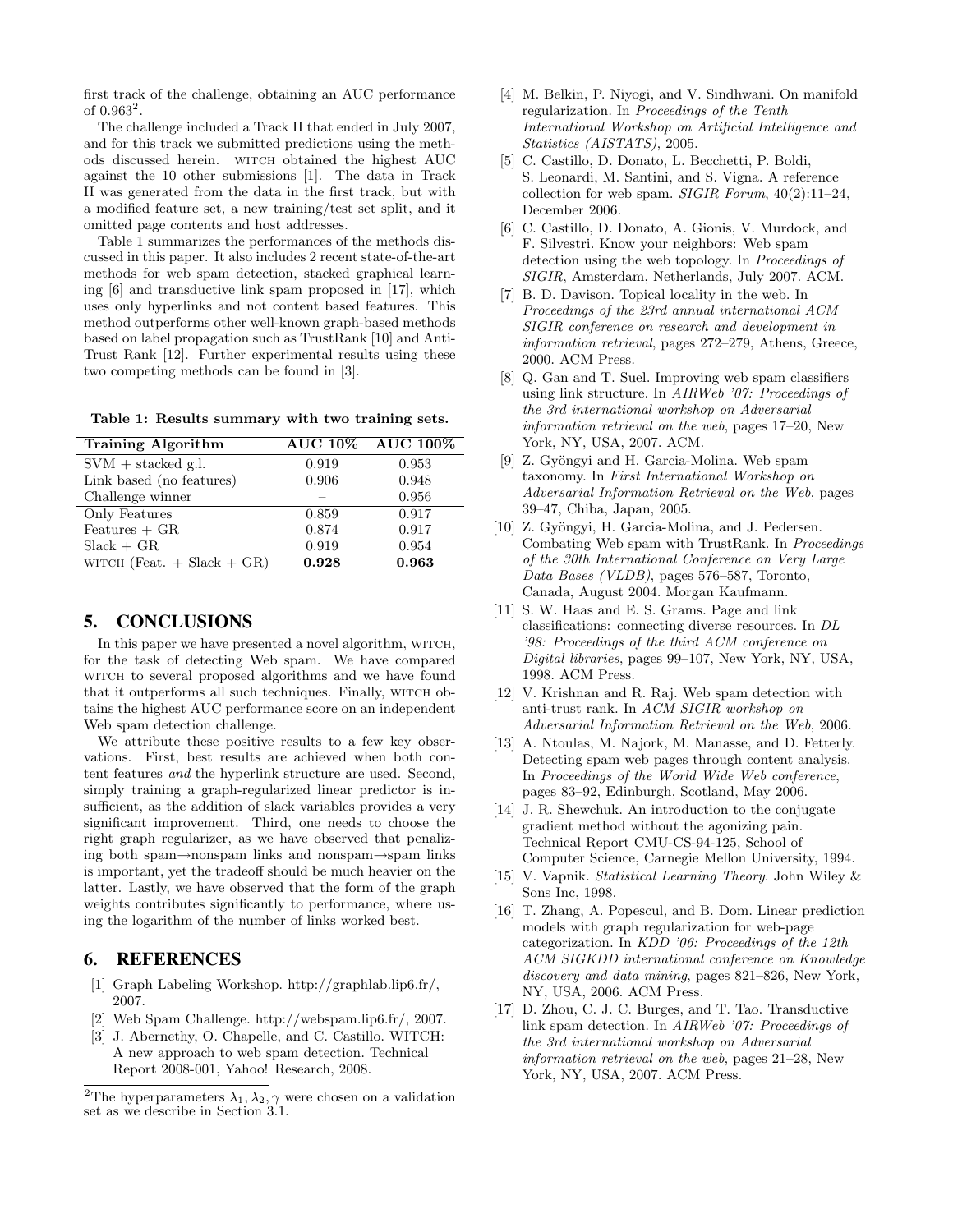first track of the challenge, obtaining an AUC performance of 0.963[2].

The challenge included a Track II that ended in July 2007, and for this track we submitted predictions using the methods discussed herein. WITCH obtained the highest AUC against the 10 other submissions [1]. The data in Track II was generated from the data in the first track, but with a modified feature set, a new training/test set split, and it omitted page contents and host addresses.

Table 1 summarizes the performances of the methods discussed in this paper. It also includes 2 recent state-of-the-art methods for web spam detection, stacked graphical learning [6] and transductive link spam proposed in [17], which uses only hyperlinks and not content based features. This method outperforms other well-known graph-based methods based on label propagation such as TrustRank [10] and Anti-Trust Rank [12]. Further experimental results using these two competing methods can be found in [3].

**Table 1: Results summary with two training sets.**

| Training Algorithm | AUC 10% | AUC 100% |
|---|---|---|
| SVM + stacked g.l. | 0.919 | 0.953 |
| Link based (no features) | 0.906 | 0.948 |
| Challenge winner | – | 0.956 |
| Only Features | 0.859 | 0.917 |
| Features + GR | 0.874 | 0.917 |
| Slack + GR | 0.919 | 0.954 |
| WITCH (Feat. + Slack + GR) | **0.928** | **0.963** |

## 5. CONCLUSIONS

In this paper we have presented a novel algorithm, WITCH, for the task of detecting Web spam. We have compared WITCH to several proposed algorithms and we have found that it outperforms all such techniques. Finally, WITCH obtains the highest AUC performance score on an independent Web spam detection challenge.

We attribute these positive results to a few key observations. First, best results are achieved when both content features *and* the hyperlink structure are used. Second, simply training a graph-regularized linear predictor is insufficient, as the addition of slack variables provides a very significant improvement. Third, one needs to choose the right graph regularizer, as we have observed that penalizing both spam→nonspam links and nonspam→spam links is important, yet the tradeoff should be much heavier on the latter. Lastly, we have observed that the form of the graph weights contributes significantly to performance, where using the logarithm of the number of links worked best.

## 6. REFERENCES

[1] Graph Labeling Workshop. http://graphlab.lip6.fr/, 2007.

[2] Web Spam Challenge. http://webspam.lip6.fr/, 2007.

[3] J. Abernethy, O. Chapelle, and C. Castillo. WITCH: A new approach to web spam detection. Technical Report 2008-001, Yahoo! Research, 2008.

[4] M. Belkin, P. Niyogi, and V. Sindhwani. On manifold regularization. In *Proceedings of the Tenth International Workshop on Artificial Intelligence and Statistics (AISTATS)*, 2005.

[5] C. Castillo, D. Donato, L. Becchetti, P. Boldi, S. Leonardi, M. Santini, and S. Vigna. A reference collection for web spam. *SIGIR Forum*, 40(2):11–24, December 2006.

[6] C. Castillo, D. Donato, A. Gionis, V. Murdock, and F. Silvestri. Know your neighbors: Web spam detection using the web topology. In *Proceedings of SIGIR*, Amsterdam, Netherlands, July 2007. ACM.

[7] B. D. Davison. Topical locality in the web. In *Proceedings of the 23rd annual international ACM SIGIR conference on research and development in information retrieval*, pages 272–279, Athens, Greece, 2000. ACM Press.

[8] Q. Gan and T. Suel. Improving web spam classifiers using link structure. In *AIRWeb '07: Proceedings of the 3rd international workshop on Adversarial information retrieval on the web*, pages 17–20, New York, NY, USA, 2007. ACM.

[9] Z. Gyöngyi and H. Garcia-Molina. Web spam taxonomy. In *First International Workshop on Adversarial Information Retrieval on the Web*, pages 39–47, Chiba, Japan, 2005.

[10] Z. Gyöngyi, H. Garcia-Molina, and J. Pedersen. Combating Web spam with TrustRank. In *Proceedings of the 30th International Conference on Very Large Data Bases (VLDB)*, pages 576–587, Toronto, Canada, August 2004. Morgan Kaufmann.

[11] S. W. Haas and E. S. Grams. Page and link classifications: connecting diverse resources. In *DL '98: Proceedings of the third ACM conference on Digital libraries*, pages 99–107, New York, NY, USA, 1998. ACM Press.

[12] V. Krishnan and R. Raj. Web spam detection with anti-trust rank. In *ACM SIGIR workshop on Adversarial Information Retrieval on the Web*, 2006.

[13] A. Ntoulas, M. Najork, M. Manasse, and D. Fetterly. Detecting spam web pages through content analysis. In *Proceedings of the World Wide Web conference*, pages 83–92, Edinburgh, Scotland, May 2006.

[14] J. R. Shewchuk. An introduction to the conjugate gradient method without the agonizing pain. Technical Report CMU-CS-94-125, School of Computer Science, Carnegie Mellon University, 1994.

[15] V. Vapnik. *Statistical Learning Theory*. John Wiley & Sons Inc, 1998.

[16] T. Zhang, A. Popescul, and B. Dom. Linear prediction models with graph regularization for web-page categorization. In *KDD '06: Proceedings of the 12th ACM SIGKDD international conference on Knowledge discovery and data mining*, pages 821–826, New York, NY, USA, 2006. ACM Press.

[17] D. Zhou, C. J. C. Burges, and T. Tao. Transductive link spam detection. In *AIRWeb '07: Proceedings of the 3rd international workshop on Adversarial information retrieval on the web*, pages 21–28, New York, NY, USA, 2007. ACM Press.

[2] The hyperparameters $\lambda_1, \lambda_2, \gamma$ were chosen on a validation set as we describe in Section 3.1.